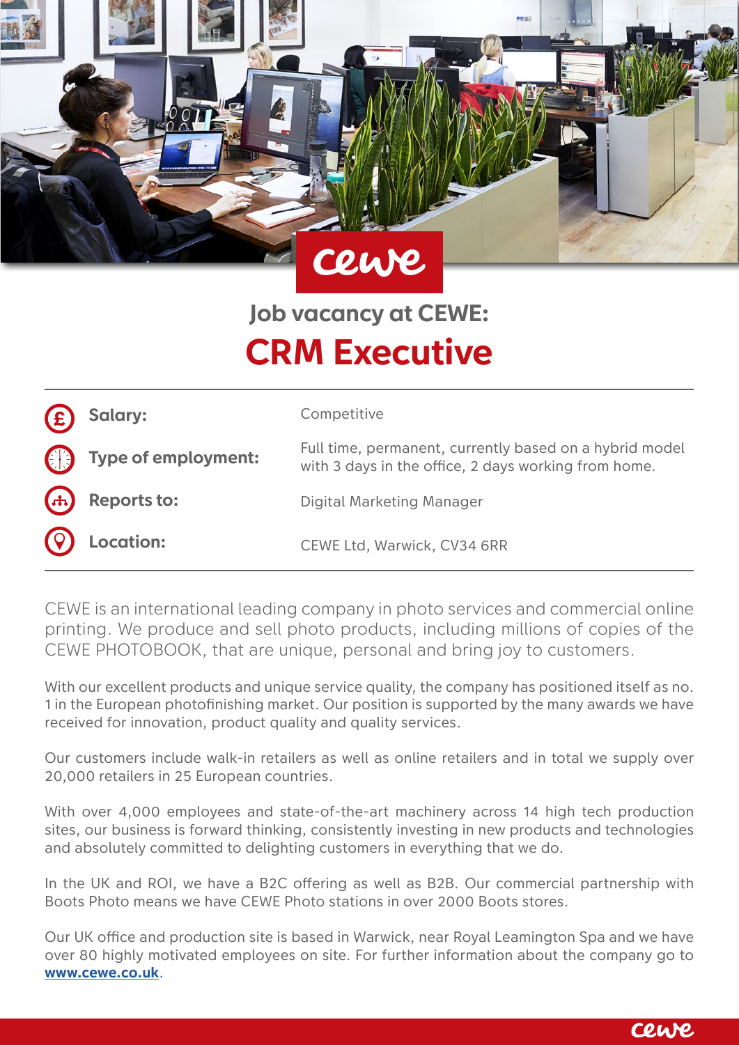# Job vacancy at CEWE:

## CRM Executive

| | |
|---|---|
| **Salary:** | Competitive |
| **Type of employment:** | Full time, permanent, currently based on a hybrid model with 3 days in the office, 2 days working from home. |
| **Reports to:** | Digital Marketing Manager |
| **Location:** | CEWE Ltd, Warwick, CV34 6RR |

CEWE is an international leading company in photo services and commercial online printing. We produce and sell photo products, including millions of copies of the CEWE PHOTOBOOK, that are unique, personal and bring joy to customers.

With our excellent products and unique service quality, the company has positioned itself as no. 1 in the European photofinishing market. Our position is supported by the many awards we have received for innovation, product quality and quality services.

Our customers include walk-in retailers as well as online retailers and in total we supply over 20,000 retailers in 25 European countries.

With over 4,000 employees and state-of-the-art machinery across 14 high tech production sites, our business is forward thinking, consistently investing in new products and technologies and absolutely committed to delighting customers in everything that we do.

In the UK and ROI, we have a B2C offering as well as B2B. Our commercial partnership with Boots Photo means we have CEWE Photo stations in over 2000 Boots stores.

Our UK office and production site is based in Warwick, near Royal Leamington Spa and we have over 80 highly motivated employees on site. For further information about the company go to **www.cewe.co.uk**.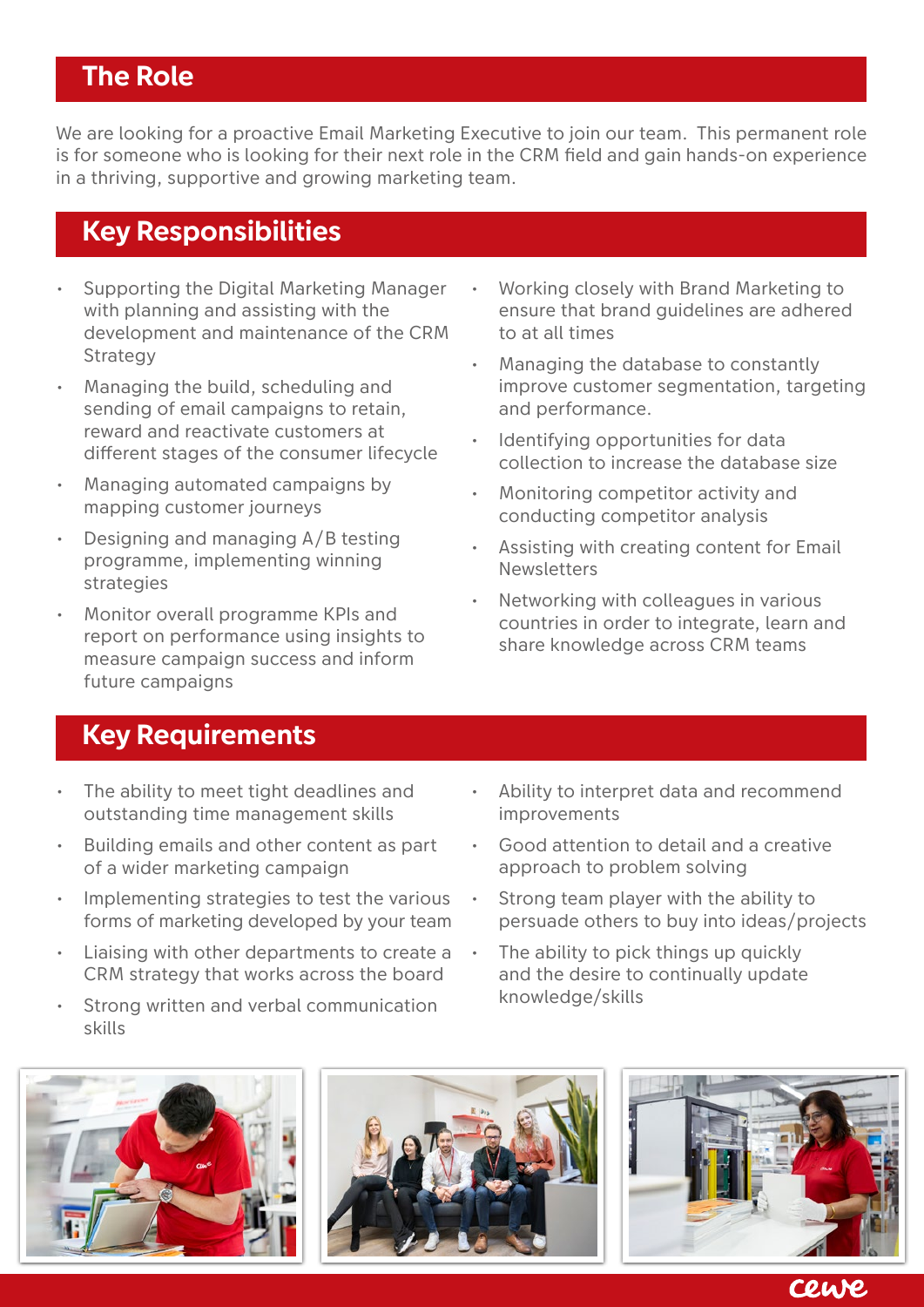## The Role

We are looking for a proactive Email Marketing Executive to join our team. This permanent role is for someone who is looking for their next role in the CRM field and gain hands-on experience in a thriving, supportive and growing marketing team.

## Key Responsibilities

- Supporting the Digital Marketing Manager with planning and assisting with the development and maintenance of the CRM Strategy
- Managing the build, scheduling and sending of email campaigns to retain, reward and reactivate customers at different stages of the consumer lifecycle
- Managing automated campaigns by mapping customer journeys
- Designing and managing A/B testing programme, implementing winning strategies
- Monitor overall programme KPIs and report on performance using insights to measure campaign success and inform future campaigns
- Working closely with Brand Marketing to ensure that brand guidelines are adhered to at all times
- Managing the database to constantly improve customer segmentation, targeting and performance.
- Identifying opportunities for data collection to increase the database size
- Monitoring competitor activity and conducting competitor analysis
- Assisting with creating content for Email Newsletters
- Networking with colleagues in various countries in order to integrate, learn and share knowledge across CRM teams

## Key Requirements

- The ability to meet tight deadlines and outstanding time management skills
- Building emails and other content as part of a wider marketing campaign
- Implementing strategies to test the various forms of marketing developed by your team
- Liaising with other departments to create a CRM strategy that works across the board
- Strong written and verbal communication skills
- Ability to interpret data and recommend improvements
- Good attention to detail and a creative approach to problem solving
- Strong team player with the ability to persuade others to buy into ideas/projects
- The ability to pick things up quickly and the desire to continually update knowledge/skills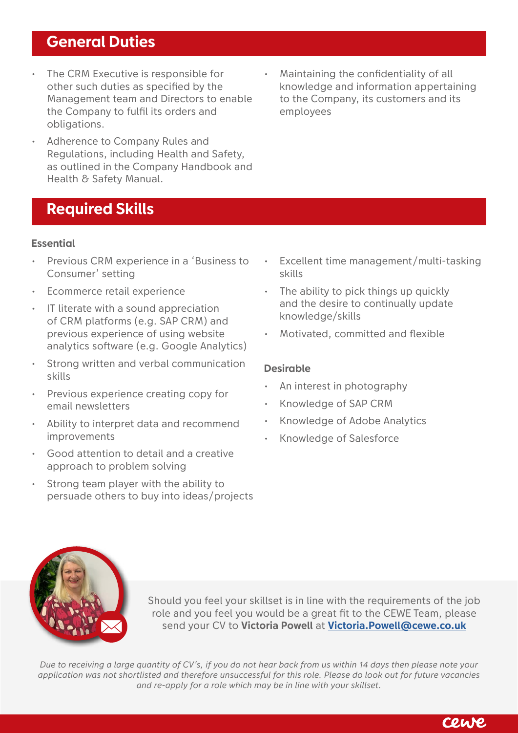## General Duties

- The CRM Executive is responsible for other such duties as specified by the Management team and Directors to enable the Company to fulfil its orders and obligations.
- Adherence to Company Rules and Regulations, including Health and Safety, as outlined in the Company Handbook and Health & Safety Manual.
- Maintaining the confidentiality of all knowledge and information appertaining to the Company, its customers and its employees

## Required Skills

### Essential

- Previous CRM experience in a 'Business to Consumer' setting
- Ecommerce retail experience
- IT literate with a sound appreciation of CRM platforms (e.g. SAP CRM) and previous experience of using website analytics software (e.g. Google Analytics)
- Strong written and verbal communication skills
- Previous experience creating copy for email newsletters
- Ability to interpret data and recommend improvements
- Good attention to detail and a creative approach to problem solving
- Strong team player with the ability to persuade others to buy into ideas/projects
- Excellent time management/multi-tasking skills
- The ability to pick things up quickly and the desire to continually update knowledge/skills
- Motivated, committed and flexible

### Desirable

- An interest in photography
- Knowledge of SAP CRM
- Knowledge of Adobe Analytics
- Knowledge of Salesforce

Should you feel your skillset is in line with the requirements of the job role and you feel you would be a great fit to the CEWE Team, please send your CV to **Victoria Powell** at **Victoria.Powell@cewe.co.uk**

*Due to receiving a large quantity of CV's, if you do not hear back from us within 14 days then please note your application was not shortlisted and therefore unsuccessful for this role. Please do look out for future vacancies and re-apply for a role which may be in line with your skillset.*